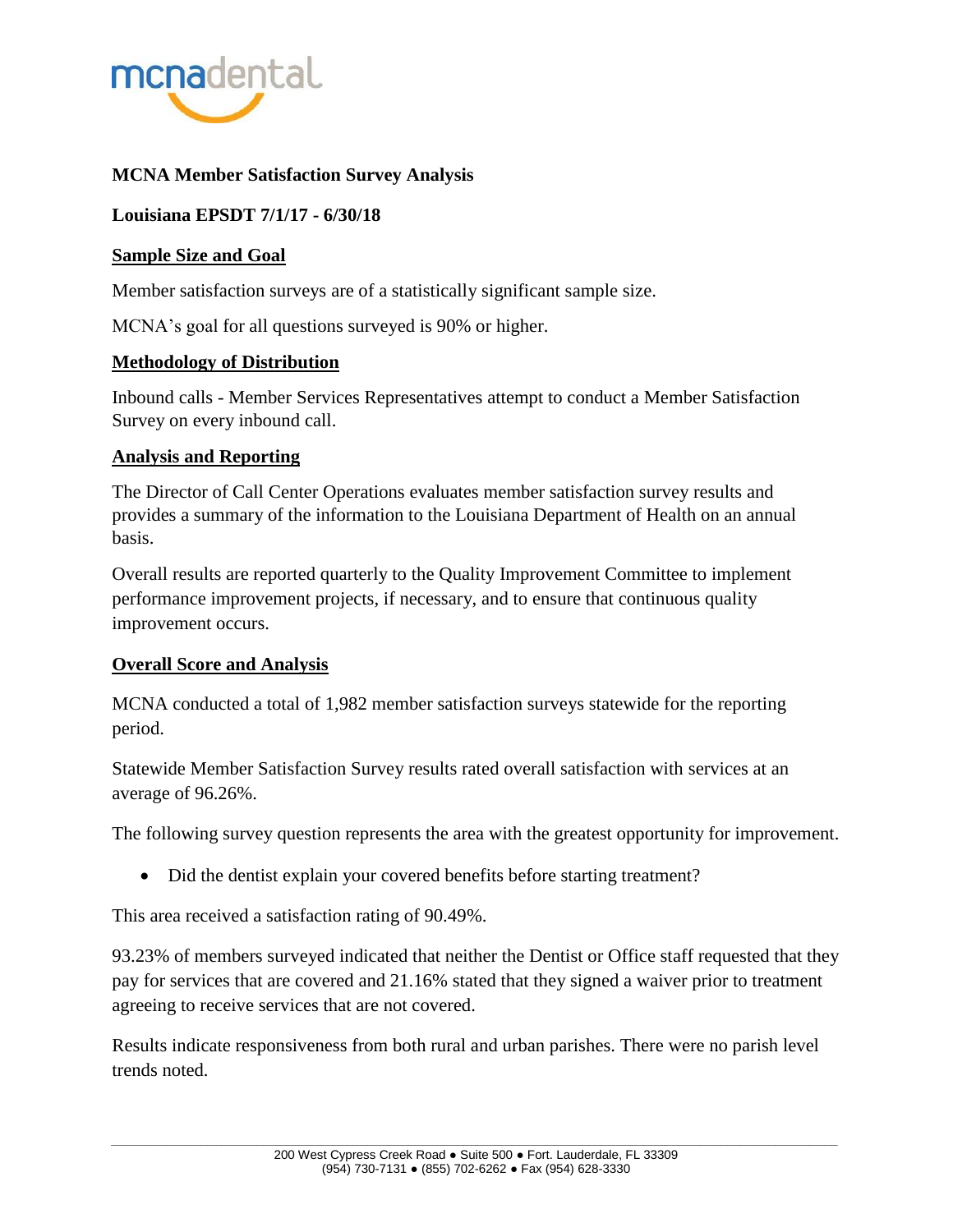mcnadental

**MCNA Member Satisfaction Survey Analysis**

**Louisiana EPSDT 7/1/17 - 6/30/18**

## Sample Size and Goal

Member satisfaction surveys are of a statistically significant sample size.

MCNA's goal for all questions surveyed is 90% or higher.

## Methodology of Distribution

Inbound calls - Member Services Representatives attempt to conduct a Member Satisfaction Survey on every inbound call.

## Analysis and Reporting

The Director of Call Center Operations evaluates member satisfaction survey results and provides a summary of the information to the Louisiana Department of Health on an annual basis.

Overall results are reported quarterly to the Quality Improvement Committee to implement performance improvement projects, if necessary, and to ensure that continuous quality improvement occurs.

## Overall Score and Analysis

MCNA conducted a total of 1,982 member satisfaction surveys statewide for the reporting period.

Statewide Member Satisfaction Survey results rated overall satisfaction with services at an average of 96.26%.

The following survey question represents the area with the greatest opportunity for improvement.

- Did the dentist explain your covered benefits before starting treatment?

This area received a satisfaction rating of 90.49%.

93.23% of members surveyed indicated that neither the Dentist or Office staff requested that they pay for services that are covered and 21.16% stated that they signed a waiver prior to treatment agreeing to receive services that are not covered.

Results indicate responsiveness from both rural and urban parishes. There were no parish level trends noted.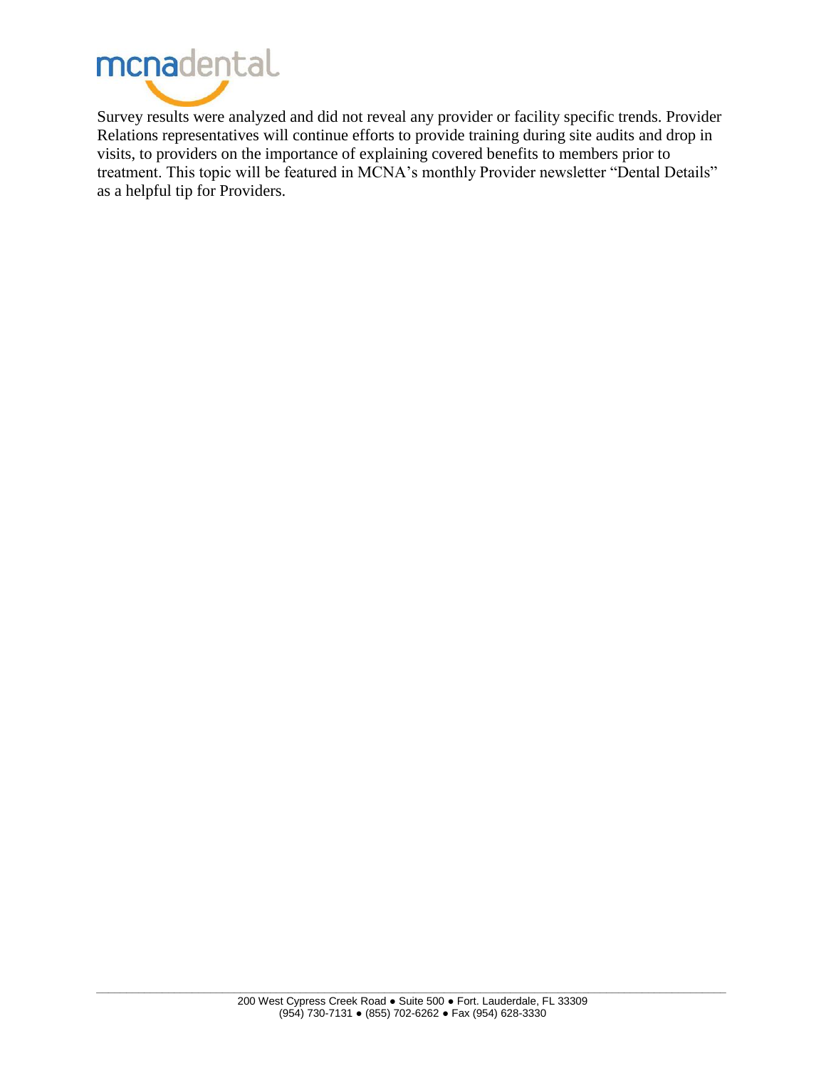Survey results were analyzed and did not reveal any provider or facility specific trends. Provider Relations representatives will continue efforts to provide training during site audits and drop in visits, to providers on the importance of explaining covered benefits to members prior to treatment. This topic will be featured in MCNA's monthly Provider newsletter "Dental Details" as a helpful tip for Providers.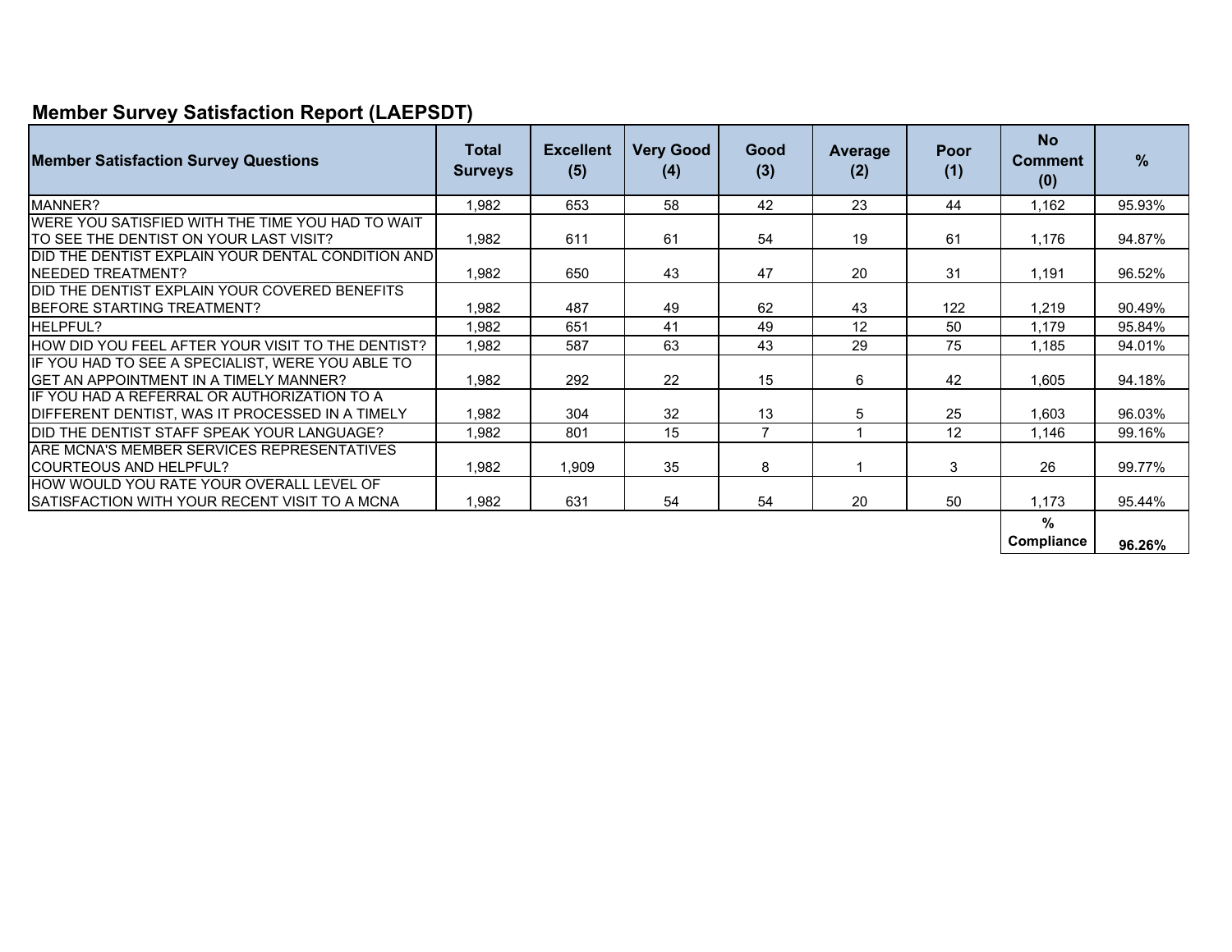## Member Survey Satisfaction Report (LAEPSDT)

| Member Satisfaction Survey Questions | Total Surveys | Excellent (5) | Very Good (4) | Good (3) | Average (2) | Poor (1) | No Comment (0) | % |
|---|---|---|---|---|---|---|---|---|
| MANNER? | 1,982 | 653 | 58 | 42 | 23 | 44 | 1,162 | 95.93% |
| WERE YOU SATISFIED WITH THE TIME YOU HAD TO WAIT TO SEE THE DENTIST ON YOUR LAST VISIT? | 1,982 | 611 | 61 | 54 | 19 | 61 | 1,176 | 94.87% |
| DID THE DENTIST EXPLAIN YOUR DENTAL CONDITION AND NEEDED TREATMENT? | 1,982 | 650 | 43 | 47 | 20 | 31 | 1,191 | 96.52% |
| DID THE DENTIST EXPLAIN YOUR COVERED BENEFITS BEFORE STARTING TREATMENT? | 1,982 | 487 | 49 | 62 | 43 | 122 | 1,219 | 90.49% |
| HELPFUL? | 1,982 | 651 | 41 | 49 | 12 | 50 | 1,179 | 95.84% |
| HOW DID YOU FEEL AFTER YOUR VISIT TO THE DENTIST? | 1,982 | 587 | 63 | 43 | 29 | 75 | 1,185 | 94.01% |
| IF YOU HAD TO SEE A SPECIALIST, WERE YOU ABLE TO GET AN APPOINTMENT IN A TIMELY MANNER? | 1,982 | 292 | 22 | 15 | 6 | 42 | 1,605 | 94.18% |
| IF YOU HAD A REFERRAL OR AUTHORIZATION TO A DIFFERENT DENTIST, WAS IT PROCESSED IN A TIMELY | 1,982 | 304 | 32 | 13 | 5 | 25 | 1,603 | 96.03% |
| DID THE DENTIST STAFF SPEAK YOUR LANGUAGE? | 1,982 | 801 | 15 | 7 | 1 | 12 | 1,146 | 99.16% |
| ARE MCNA'S MEMBER SERVICES REPRESENTATIVES COURTEOUS AND HELPFUL? | 1,982 | 1,909 | 35 | 8 | 1 | 3 | 26 | 99.77% |
| HOW WOULD YOU RATE YOUR OVERALL LEVEL OF SATISFACTION WITH YOUR RECENT VISIT TO A MCNA | 1,982 | 631 | 54 | 54 | 20 | 50 | 1,173 | 95.44% |
| | | | | | | | **% Compliance** | **96.26%** |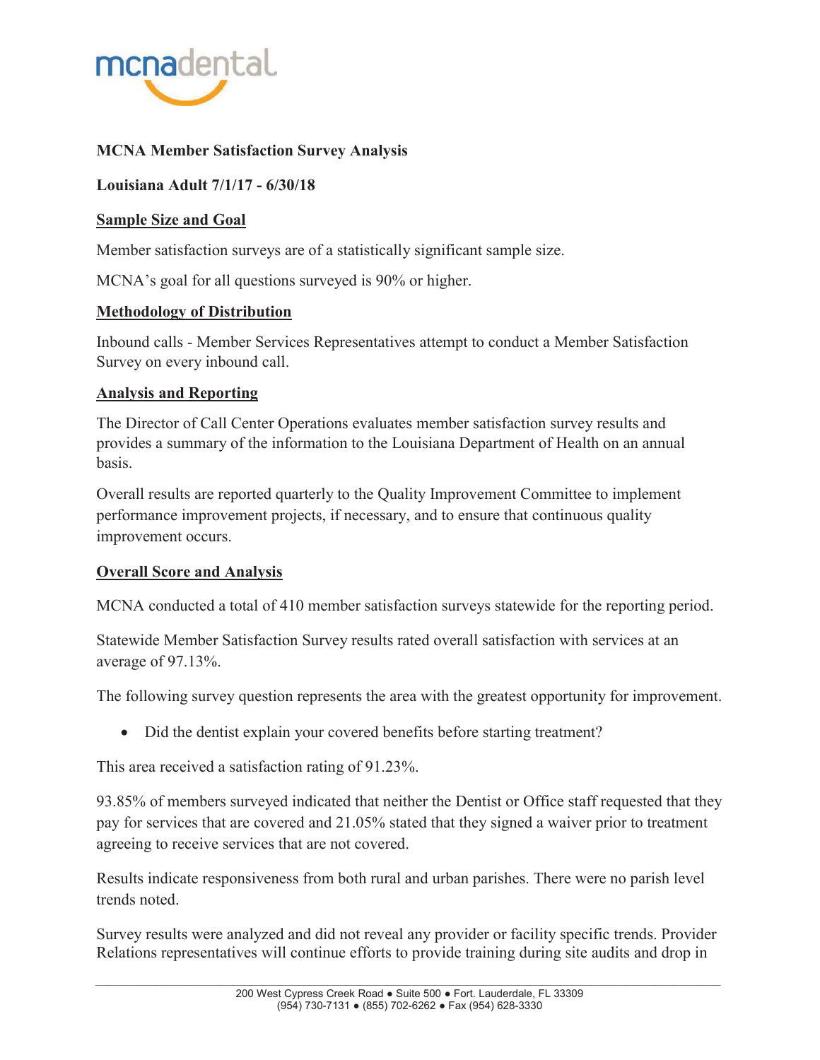mcnadental

**MCNA Member Satisfaction Survey Analysis**

**Louisiana Adult 7/1/17 - 6/30/18**

**Sample Size and Goal**

Member satisfaction surveys are of a statistically significant sample size.

MCNA's goal for all questions surveyed is 90% or higher.

**Methodology of Distribution**

Inbound calls - Member Services Representatives attempt to conduct a Member Satisfaction Survey on every inbound call.

**Analysis and Reporting**

The Director of Call Center Operations evaluates member satisfaction survey results and provides a summary of the information to the Louisiana Department of Health on an annual basis.

Overall results are reported quarterly to the Quality Improvement Committee to implement performance improvement projects, if necessary, and to ensure that continuous quality improvement occurs.

**Overall Score and Analysis**

MCNA conducted a total of 410 member satisfaction surveys statewide for the reporting period.

Statewide Member Satisfaction Survey results rated overall satisfaction with services at an average of 97.13%.

The following survey question represents the area with the greatest opportunity for improvement.

- Did the dentist explain your covered benefits before starting treatment?

This area received a satisfaction rating of 91.23%.

93.85% of members surveyed indicated that neither the Dentist or Office staff requested that they pay for services that are covered and 21.05% stated that they signed a waiver prior to treatment agreeing to receive services that are not covered.

Results indicate responsiveness from both rural and urban parishes. There were no parish level trends noted.

Survey results were analyzed and did not reveal any provider or facility specific trends. Provider Relations representatives will continue efforts to provide training during site audits and drop in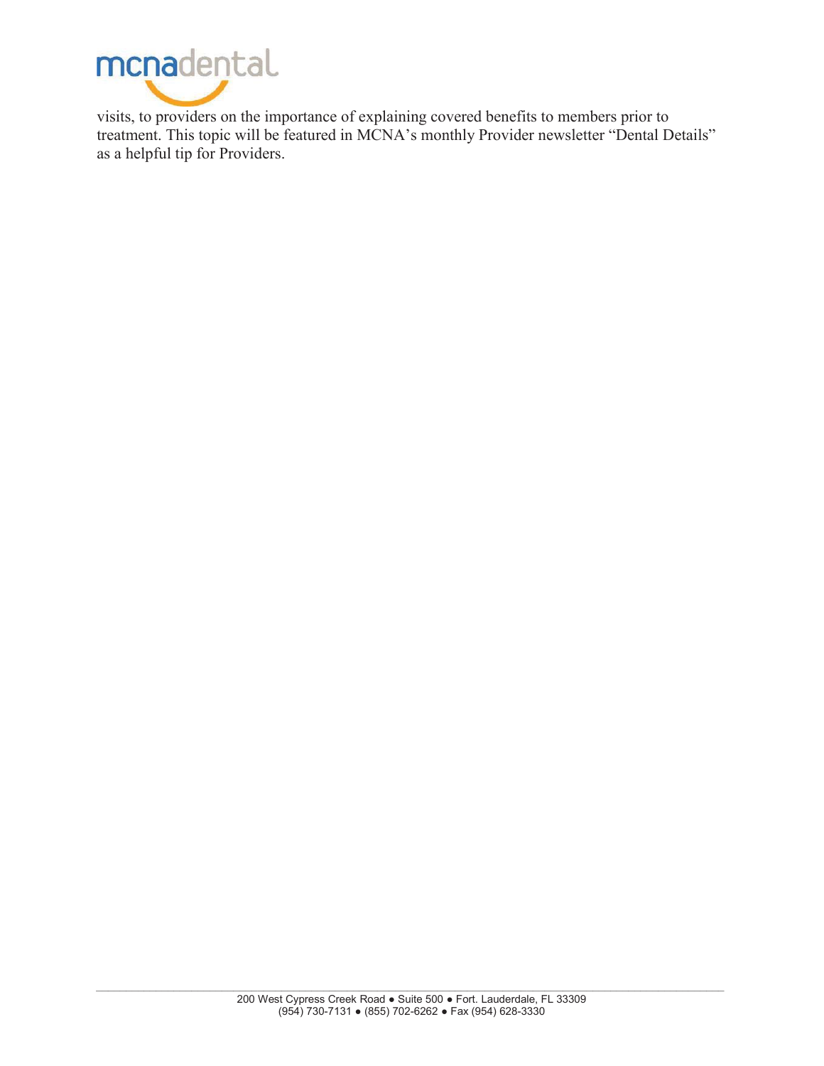visits, to providers on the importance of explaining covered benefits to members prior to treatment. This topic will be featured in MCNA's monthly Provider newsletter "Dental Details" as a helpful tip for Providers.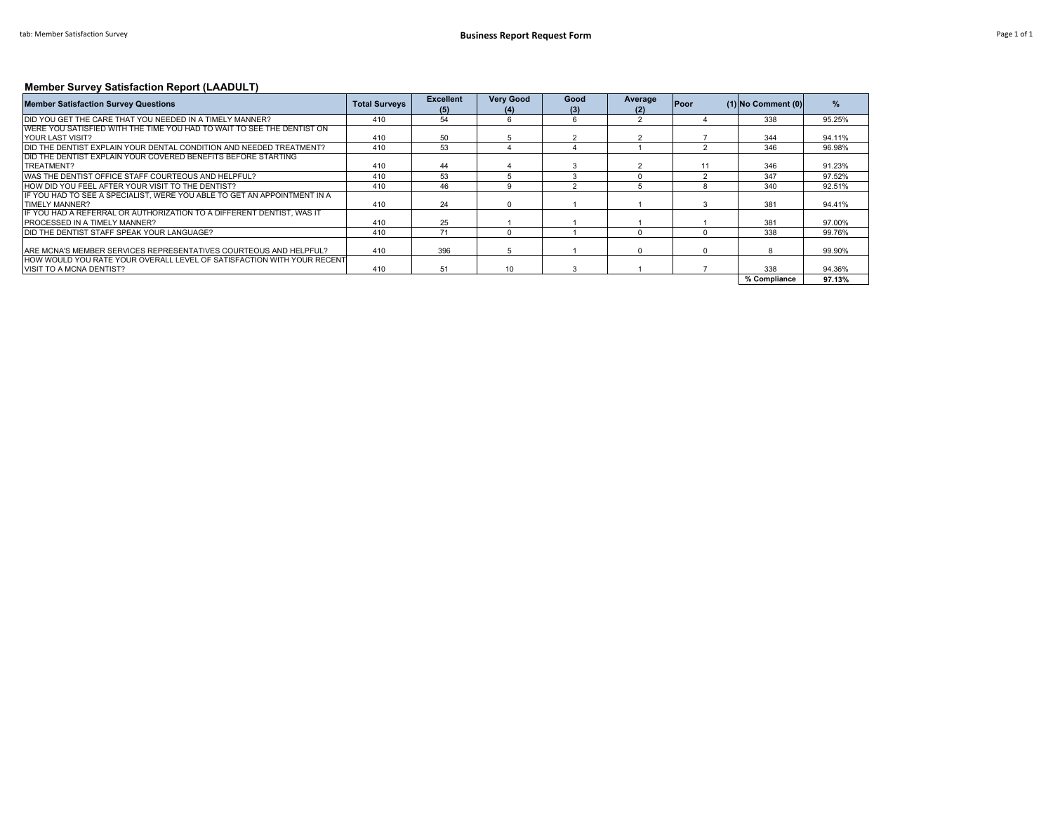## Member Survey Satisfaction Report (LAADULT)

| Member Satisfaction Survey Questions | Total Surveys | Excellent (5) | Very Good (4) | Good (3) | Average (2) | Poor (1) | No Comment (0) | % |
|---|---|---|---|---|---|---|---|---|
| DID YOU GET THE CARE THAT YOU NEEDED IN A TIMELY MANNER? | 410 | 54 | 6 | 6 | 2 | 4 | 338 | 95.25% |
| WERE YOU SATISFIED WITH THE TIME YOU HAD TO WAIT TO SEE THE DENTIST ON YOUR LAST VISIT? | 410 | 50 | 5 | 2 | 2 | 7 | 344 | 94.11% |
| DID THE DENTIST EXPLAIN YOUR DENTAL CONDITION AND NEEDED TREATMENT? | 410 | 53 | 4 | 4 | 1 | 2 | 346 | 96.98% |
| DID THE DENTIST EXPLAIN YOUR COVERED BENEFITS BEFORE STARTING TREATMENT? | 410 | 44 | 4 | 3 | 2 | 11 | 346 | 91.23% |
| WAS THE DENTIST OFFICE STAFF COURTEOUS AND HELPFUL? | 410 | 53 | 5 | 3 | 0 | 2 | 347 | 97.52% |
| HOW DID YOU FEEL AFTER YOUR VISIT TO THE DENTIST? | 410 | 46 | 9 | 2 | 5 | 8 | 340 | 92.51% |
| IF YOU HAD TO SEE A SPECIALIST, WERE YOU ABLE TO GET AN APPOINTMENT IN A TIMELY MANNER? | 410 | 24 | 0 | 1 | 1 | 3 | 381 | 94.41% |
| IF YOU HAD A REFERRAL OR AUTHORIZATION TO A DIFFERENT DENTIST, WAS IT PROCESSED IN A TIMELY MANNER? | 410 | 25 | 1 | 1 | 1 | 1 | 381 | 97.00% |
| DID THE DENTIST STAFF SPEAK YOUR LANGUAGE? | 410 | 71 | 0 | 1 | 0 | 0 | 338 | 99.76% |
| ARE MCNA'S MEMBER SERVICES REPRESENTATIVES COURTEOUS AND HELPFUL? | 410 | 396 | 5 | 1 | 0 | 0 | 8 | 99.90% |
| HOW WOULD YOU RATE YOUR OVERALL LEVEL OF SATISFACTION WITH YOUR RECENT VISIT TO A MCNA DENTIST? | 410 | 51 | 10 | 3 | 1 | 7 | 338 | 94.36% |
| | | | | | | | % Compliance | 97.13% |